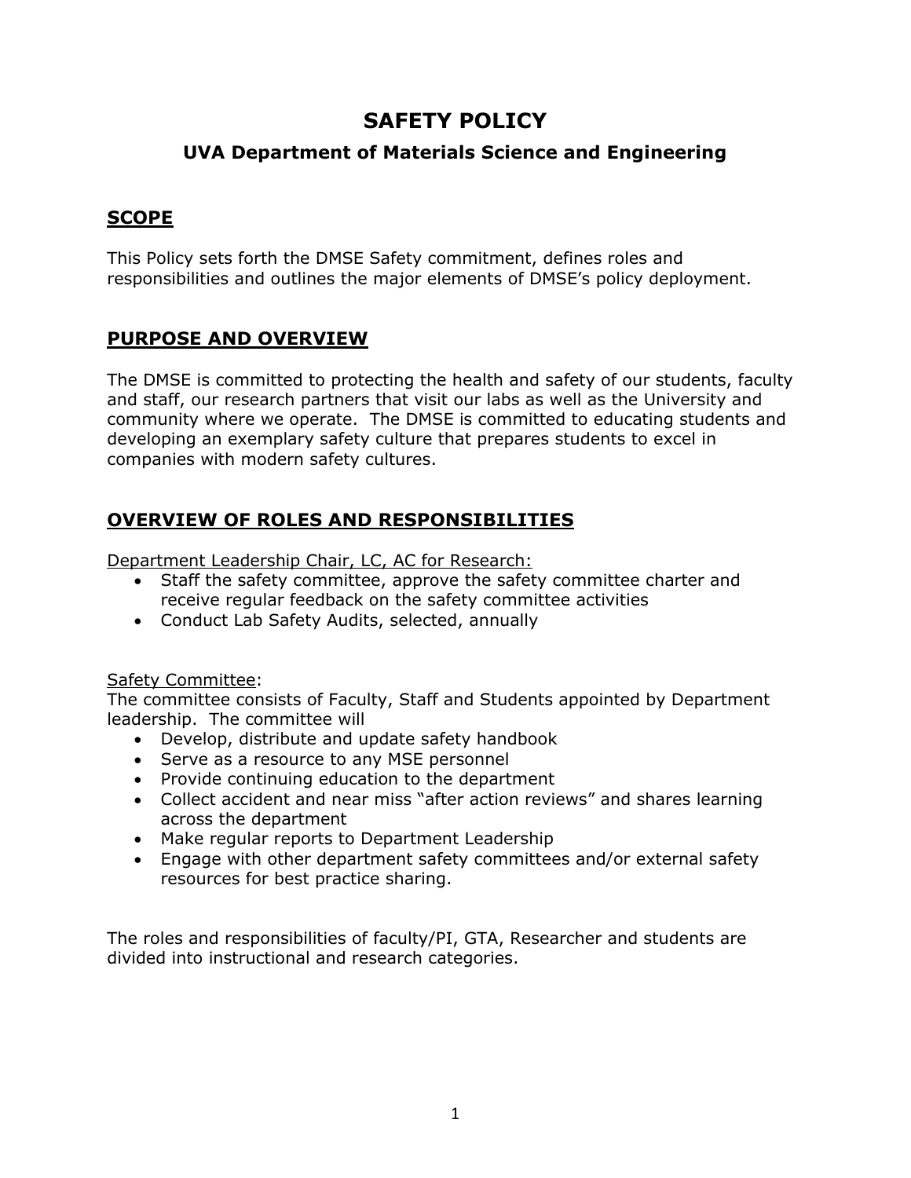# SAFETY POLICY

## UVA Department of Materials Science and Engineering

## SCOPE

This Policy sets forth the DMSE Safety commitment, defines roles and responsibilities and outlines the major elements of DMSE's policy deployment.

## PURPOSE AND OVERVIEW

The DMSE is committed to protecting the health and safety of our students, faculty and staff, our research partners that visit our labs as well as the University and community where we operate. The DMSE is committed to educating students and developing an exemplary safety culture that prepares students to excel in companies with modern safety cultures.

## OVERVIEW OF ROLES AND RESPONSIBILITIES

Department Leadership Chair, LC, AC for Research:

- Staff the safety committee, approve the safety committee charter and receive regular feedback on the safety committee activities
- Conduct Lab Safety Audits, selected, annually

Safety Committee:

The committee consists of Faculty, Staff and Students appointed by Department leadership. The committee will

- Develop, distribute and update safety handbook
- Serve as a resource to any MSE personnel
- Provide continuing education to the department
- Collect accident and near miss "after action reviews" and shares learning across the department
- Make regular reports to Department Leadership
- Engage with other department safety committees and/or external safety resources for best practice sharing.

The roles and responsibilities of faculty/PI, GTA, Researcher and students are divided into instructional and research categories.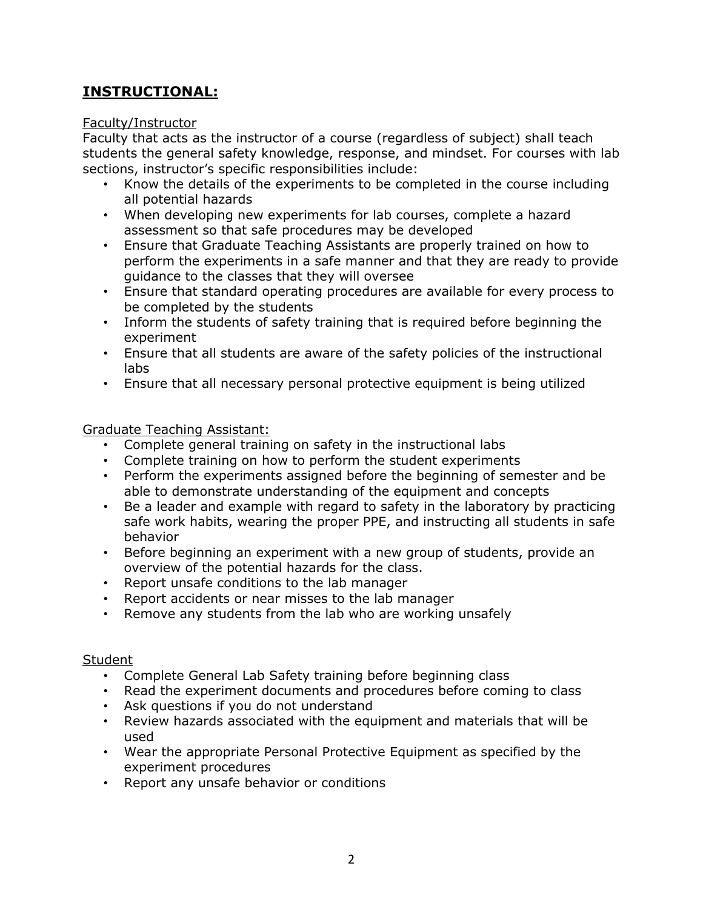## INSTRUCTIONAL:

Faculty/Instructor

Faculty that acts as the instructor of a course (regardless of subject) shall teach students the general safety knowledge, response, and mindset. For courses with lab sections, instructor's specific responsibilities include:

- Know the details of the experiments to be completed in the course including all potential hazards
- When developing new experiments for lab courses, complete a hazard assessment so that safe procedures may be developed
- Ensure that Graduate Teaching Assistants are properly trained on how to perform the experiments in a safe manner and that they are ready to provide guidance to the classes that they will oversee
- Ensure that standard operating procedures are available for every process to be completed by the students
- Inform the students of safety training that is required before beginning the experiment
- Ensure that all students are aware of the safety policies of the instructional labs
- Ensure that all necessary personal protective equipment is being utilized

Graduate Teaching Assistant:

- Complete general training on safety in the instructional labs
- Complete training on how to perform the student experiments
- Perform the experiments assigned before the beginning of semester and be able to demonstrate understanding of the equipment and concepts
- Be a leader and example with regard to safety in the laboratory by practicing safe work habits, wearing the proper PPE, and instructing all students in safe behavior
- Before beginning an experiment with a new group of students, provide an overview of the potential hazards for the class.
- Report unsafe conditions to the lab manager
- Report accidents or near misses to the lab manager
- Remove any students from the lab who are working unsafely

Student

- Complete General Lab Safety training before beginning class
- Read the experiment documents and procedures before coming to class
- Ask questions if you do not understand
- Review hazards associated with the equipment and materials that will be used
- Wear the appropriate Personal Protective Equipment as specified by the experiment procedures
- Report any unsafe behavior or conditions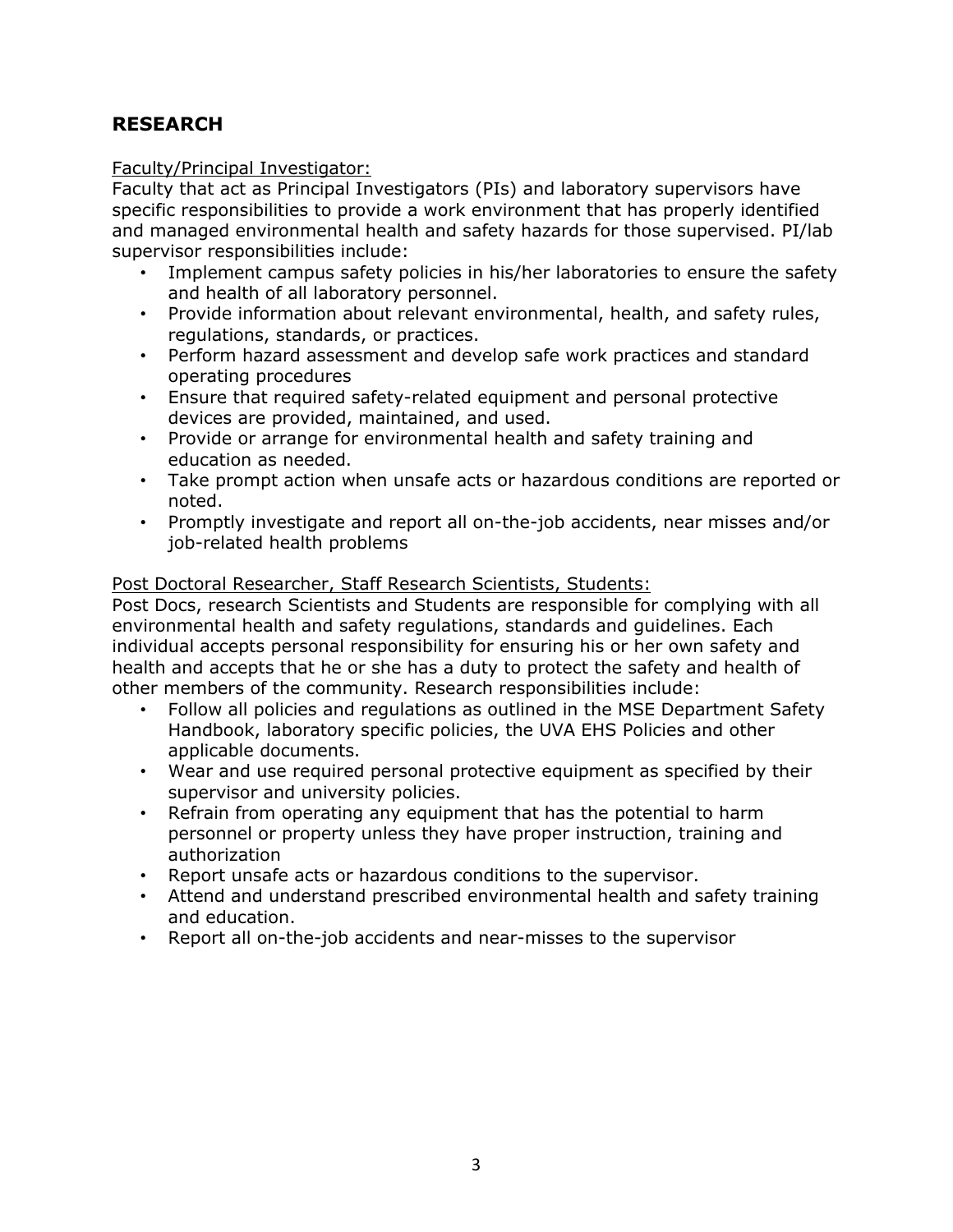## RESEARCH

Faculty/Principal Investigator:

Faculty that act as Principal Investigators (PIs) and laboratory supervisors have specific responsibilities to provide a work environment that has properly identified and managed environmental health and safety hazards for those supervised. PI/lab supervisor responsibilities include:

- Implement campus safety policies in his/her laboratories to ensure the safety and health of all laboratory personnel.
- Provide information about relevant environmental, health, and safety rules, regulations, standards, or practices.
- Perform hazard assessment and develop safe work practices and standard operating procedures
- Ensure that required safety-related equipment and personal protective devices are provided, maintained, and used.
- Provide or arrange for environmental health and safety training and education as needed.
- Take prompt action when unsafe acts or hazardous conditions are reported or noted.
- Promptly investigate and report all on-the-job accidents, near misses and/or job-related health problems

Post Doctoral Researcher, Staff Research Scientists, Students:

Post Docs, research Scientists and Students are responsible for complying with all environmental health and safety regulations, standards and guidelines. Each individual accepts personal responsibility for ensuring his or her own safety and health and accepts that he or she has a duty to protect the safety and health of other members of the community. Research responsibilities include:

- Follow all policies and regulations as outlined in the MSE Department Safety Handbook, laboratory specific policies, the UVA EHS Policies and other applicable documents.
- Wear and use required personal protective equipment as specified by their supervisor and university policies.
- Refrain from operating any equipment that has the potential to harm personnel or property unless they have proper instruction, training and authorization
- Report unsafe acts or hazardous conditions to the supervisor.
- Attend and understand prescribed environmental health and safety training and education.
- Report all on-the-job accidents and near-misses to the supervisor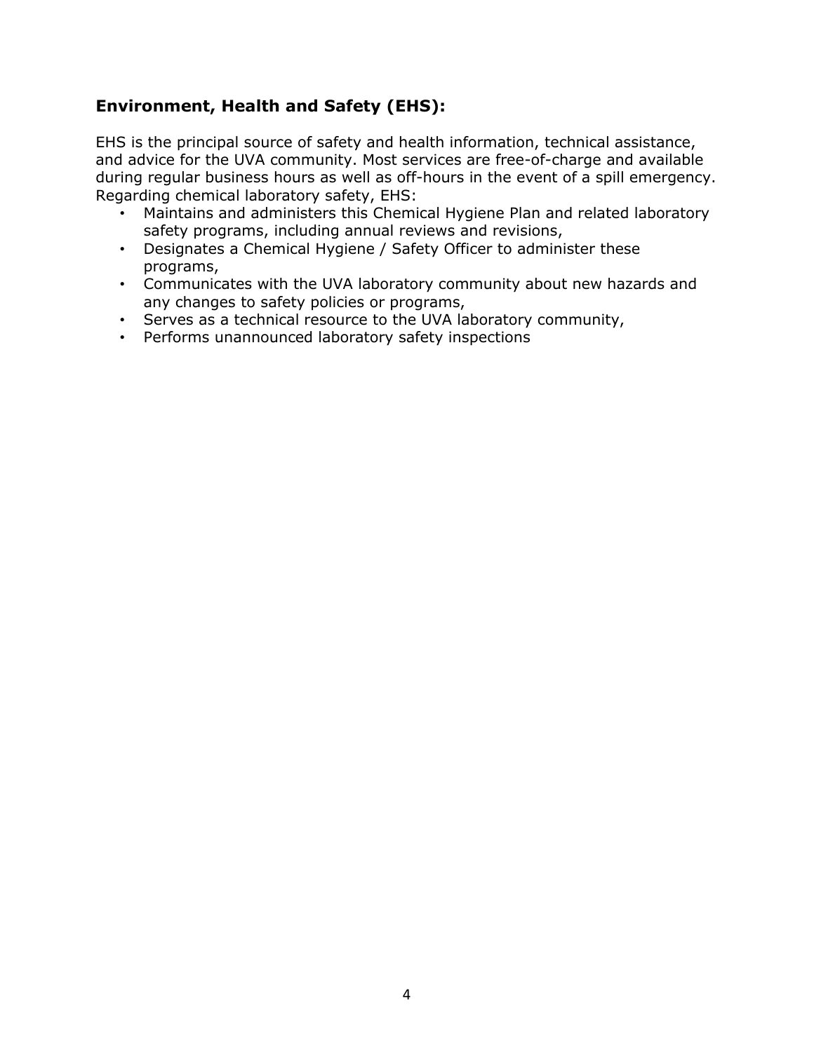## Environment, Health and Safety (EHS):

EHS is the principal source of safety and health information, technical assistance, and advice for the UVA community. Most services are free-of-charge and available during regular business hours as well as off-hours in the event of a spill emergency. Regarding chemical laboratory safety, EHS:

- Maintains and administers this Chemical Hygiene Plan and related laboratory safety programs, including annual reviews and revisions,
- Designates a Chemical Hygiene / Safety Officer to administer these programs,
- Communicates with the UVA laboratory community about new hazards and any changes to safety policies or programs,
- Serves as a technical resource to the UVA laboratory community,
- Performs unannounced laboratory safety inspections